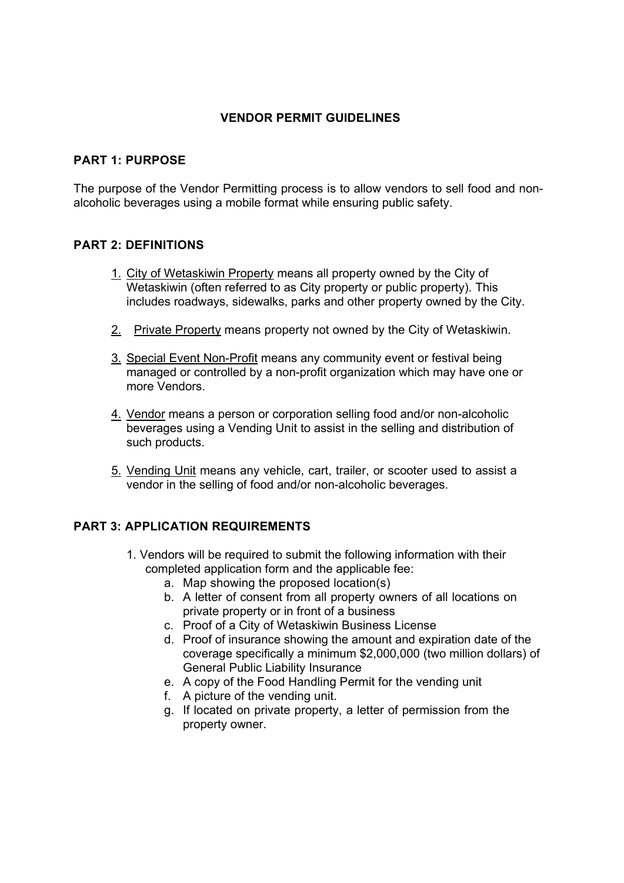# VENDOR PERMIT GUIDELINES

## PART 1: PURPOSE

The purpose of the Vendor Permitting process is to allow vendors to sell food and non-alcoholic beverages using a mobile format while ensuring public safety.

## PART 2: DEFINITIONS

1. City of Wetaskiwin Property means all property owned by the City of Wetaskiwin (often referred to as City property or public property). This includes roadways, sidewalks, parks and other property owned by the City.

2. Private Property means property not owned by the City of Wetaskiwin.

3. Special Event Non-Profit means any community event or festival being managed or controlled by a non-profit organization which may have one or more Vendors.

4. Vendor means a person or corporation selling food and/or non-alcoholic beverages using a Vending Unit to assist in the selling and distribution of such products.

5. Vending Unit means any vehicle, cart, trailer, or scooter used to assist a vendor in the selling of food and/or non-alcoholic beverages.

## PART 3: APPLICATION REQUIREMENTS

1. Vendors will be required to submit the following information with their completed application form and the applicable fee:
   a. Map showing the proposed location(s)
   b. A letter of consent from all property owners of all locations on private property or in front of a business
   c. Proof of a City of Wetaskiwin Business License
   d. Proof of insurance showing the amount and expiration date of the coverage specifically a minimum $2,000,000 (two million dollars) of General Public Liability Insurance
   e. A copy of the Food Handling Permit for the vending unit
   f. A picture of the vending unit.
   g. If located on private property, a letter of permission from the property owner.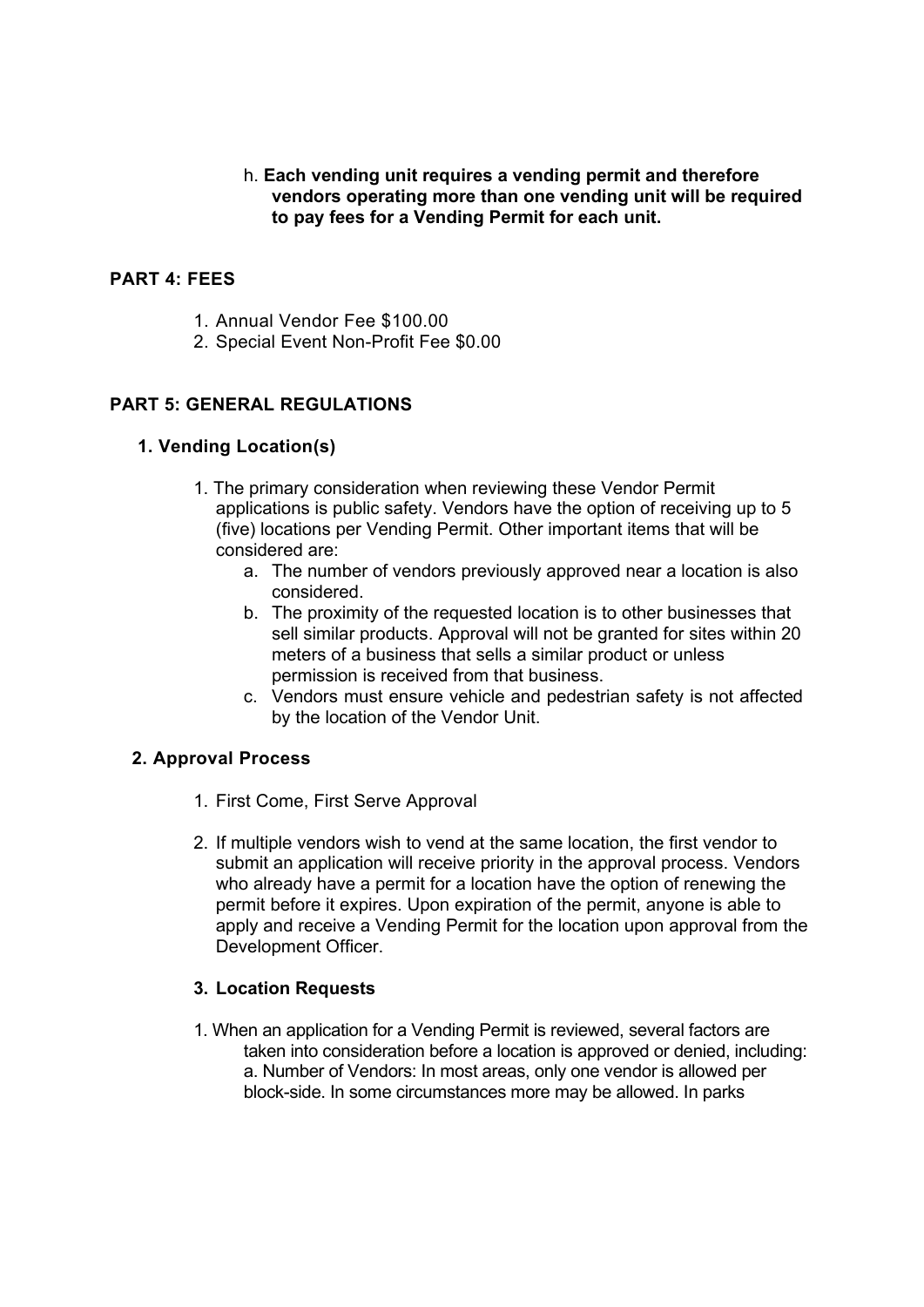h. **Each vending unit requires a vending permit and therefore vendors operating more than one vending unit will be required to pay fees for a Vending Permit for each unit.**

## PART 4: FEES

1. Annual Vendor Fee $100.00
2. Special Event Non-Profit Fee $0.00

## PART 5: GENERAL REGULATIONS

### 1. Vending Location(s)

1. The primary consideration when reviewing these Vendor Permit applications is public safety. Vendors have the option of receiving up to 5 (five) locations per Vending Permit. Other important items that will be considered are:
   a. The number of vendors previously approved near a location is also considered.
   b. The proximity of the requested location is to other businesses that sell similar products. Approval will not be granted for sites within 20 meters of a business that sells a similar product or unless permission is received from that business.
   c. Vendors must ensure vehicle and pedestrian safety is not affected by the location of the Vendor Unit.

### 2. Approval Process

1. First Come, First Serve Approval

2. If multiple vendors wish to vend at the same location, the first vendor to submit an application will receive priority in the approval process. Vendors who already have a permit for a location have the option of renewing the permit before it expires. Upon expiration of the permit, anyone is able to apply and receive a Vending Permit for the location upon approval from the Development Officer.

### 3. Location Requests

1. When an application for a Vending Permit is reviewed, several factors are taken into consideration before a location is approved or denied, including:
   a. Number of Vendors: In most areas, only one vendor is allowed per block-side. In some circumstances more may be allowed. In parks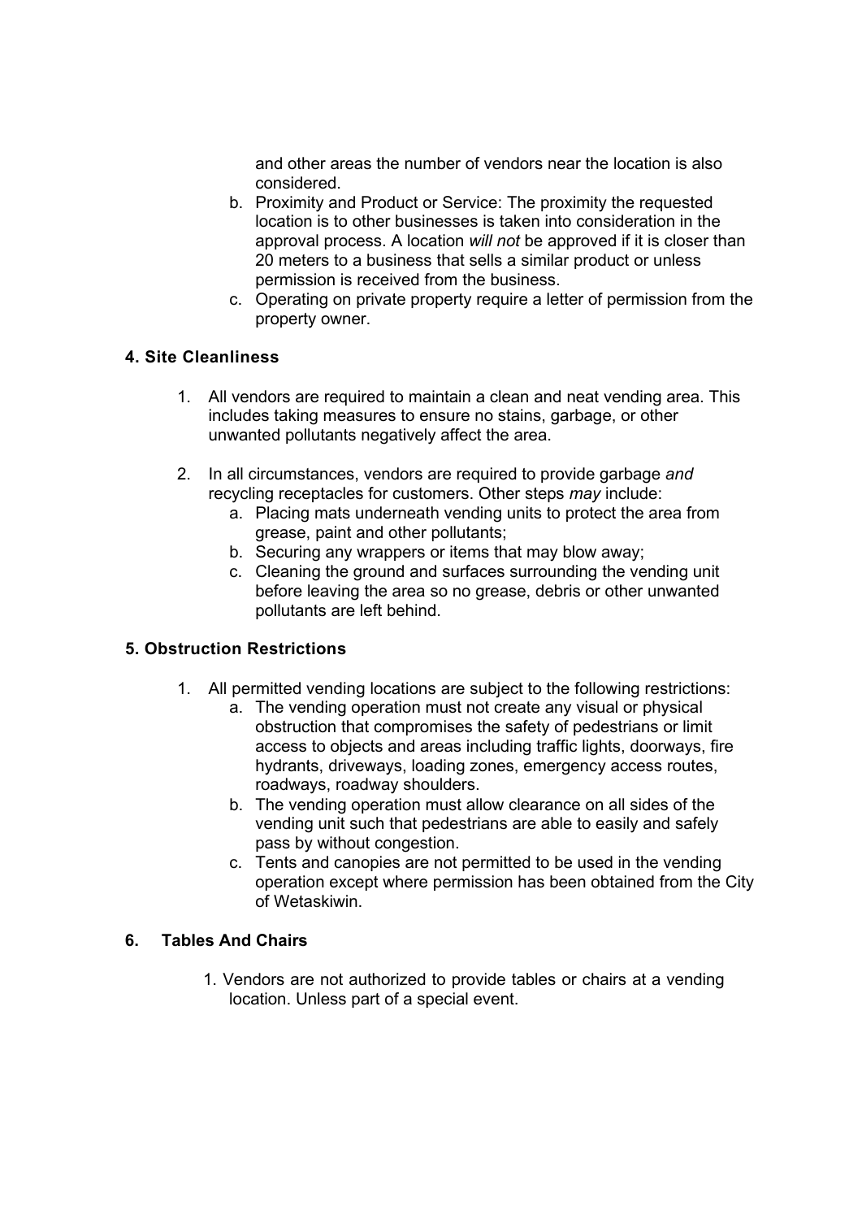and other areas the number of vendors near the location is also considered.

   b. Proximity and Product or Service: The proximity the requested location is to other businesses is taken into consideration in the approval process. A location *will not* be approved if it is closer than 20 meters to a business that sells a similar product or unless permission is received from the business.
   c. Operating on private property require a letter of permission from the property owner.

### 4. Site Cleanliness

1. All vendors are required to maintain a clean and neat vending area. This includes taking measures to ensure no stains, garbage, or other unwanted pollutants negatively affect the area.

2. In all circumstances, vendors are required to provide garbage *and* recycling receptacles for customers. Other steps *may* include:
   a. Placing mats underneath vending units to protect the area from grease, paint and other pollutants;
   b. Securing any wrappers or items that may blow away;
   c. Cleaning the ground and surfaces surrounding the vending unit before leaving the area so no grease, debris or other unwanted pollutants are left behind.

### 5. Obstruction Restrictions

1. All permitted vending locations are subject to the following restrictions:
   a. The vending operation must not create any visual or physical obstruction that compromises the safety of pedestrians or limit access to objects and areas including traffic lights, doorways, fire hydrants, driveways, loading zones, emergency access routes, roadways, roadway shoulders.
   b. The vending operation must allow clearance on all sides of the vending unit such that pedestrians are able to easily and safely pass by without congestion.
   c. Tents and canopies are not permitted to be used in the vending operation except where permission has been obtained from the City of Wetaskiwin.

### 6. Tables And Chairs

1. Vendors are not authorized to provide tables or chairs at a vending location. Unless part of a special event.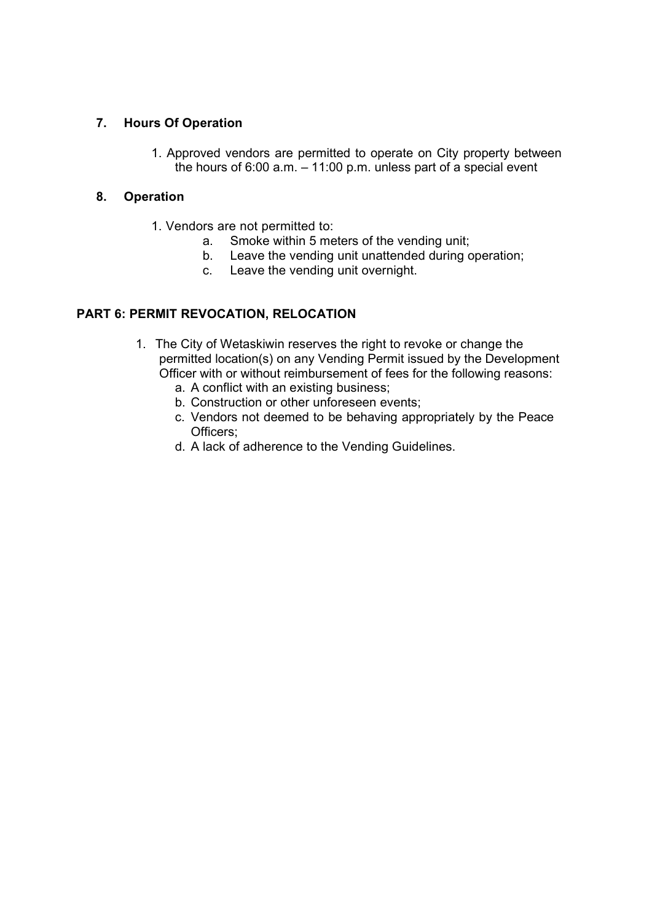### 7. Hours Of Operation

1. Approved vendors are permitted to operate on City property between the hours of 6:00 a.m. – 11:00 p.m. unless part of a special event

### 8. Operation

1. Vendors are not permitted to:
   a. Smoke within 5 meters of the vending unit;
   b. Leave the vending unit unattended during operation;
   c. Leave the vending unit overnight.

## PART 6: PERMIT REVOCATION, RELOCATION

1. The City of Wetaskiwin reserves the right to revoke or change the permitted location(s) on any Vending Permit issued by the Development Officer with or without reimbursement of fees for the following reasons:
   a. A conflict with an existing business;
   b. Construction or other unforeseen events;
   c. Vendors not deemed to be behaving appropriately by the Peace Officers;
   d. A lack of adherence to the Vending Guidelines.